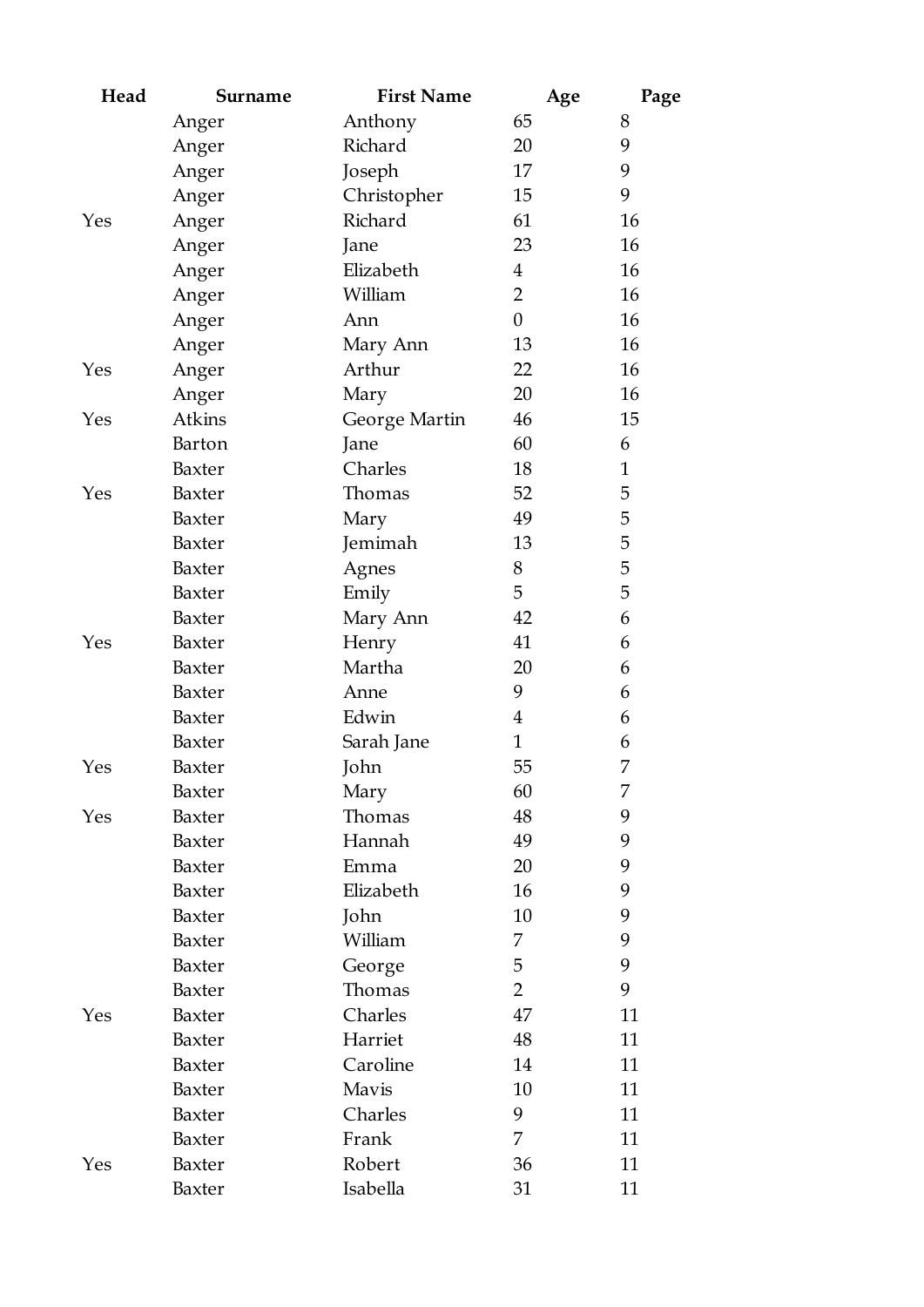| Head | Surname | First Name | Age | Page |
|---|---|---|---|---|
| | Anger | Anthony | 65 | 8 |
| | Anger | Richard | 20 | 9 |
| | Anger | Joseph | 17 | 9 |
| | Anger | Christopher | 15 | 9 |
| Yes | Anger | Richard | 61 | 16 |
| | Anger | Jane | 23 | 16 |
| | Anger | Elizabeth | 4 | 16 |
| | Anger | William | 2 | 16 |
| | Anger | Ann | 0 | 16 |
| | Anger | Mary Ann | 13 | 16 |
| Yes | Anger | Arthur | 22 | 16 |
| | Anger | Mary | 20 | 16 |
| Yes | Atkins | George Martin | 46 | 15 |
| | Barton | Jane | 60 | 6 |
| | Baxter | Charles | 18 | 1 |
| Yes | Baxter | Thomas | 52 | 5 |
| | Baxter | Mary | 49 | 5 |
| | Baxter | Jemimah | 13 | 5 |
| | Baxter | Agnes | 8 | 5 |
| | Baxter | Emily | 5 | 5 |
| | Baxter | Mary Ann | 42 | 6 |
| Yes | Baxter | Henry | 41 | 6 |
| | Baxter | Martha | 20 | 6 |
| | Baxter | Anne | 9 | 6 |
| | Baxter | Edwin | 4 | 6 |
| | Baxter | Sarah Jane | 1 | 6 |
| Yes | Baxter | John | 55 | 7 |
| | Baxter | Mary | 60 | 7 |
| Yes | Baxter | Thomas | 48 | 9 |
| | Baxter | Hannah | 49 | 9 |
| | Baxter | Emma | 20 | 9 |
| | Baxter | Elizabeth | 16 | 9 |
| | Baxter | John | 10 | 9 |
| | Baxter | William | 7 | 9 |
| | Baxter | George | 5 | 9 |
| | Baxter | Thomas | 2 | 9 |
| Yes | Baxter | Charles | 47 | 11 |
| | Baxter | Harriet | 48 | 11 |
| | Baxter | Caroline | 14 | 11 |
| | Baxter | Mavis | 10 | 11 |
| | Baxter | Charles | 9 | 11 |
| | Baxter | Frank | 7 | 11 |
| Yes | Baxter | Robert | 36 | 11 |
| | Baxter | Isabella | 31 | 11 |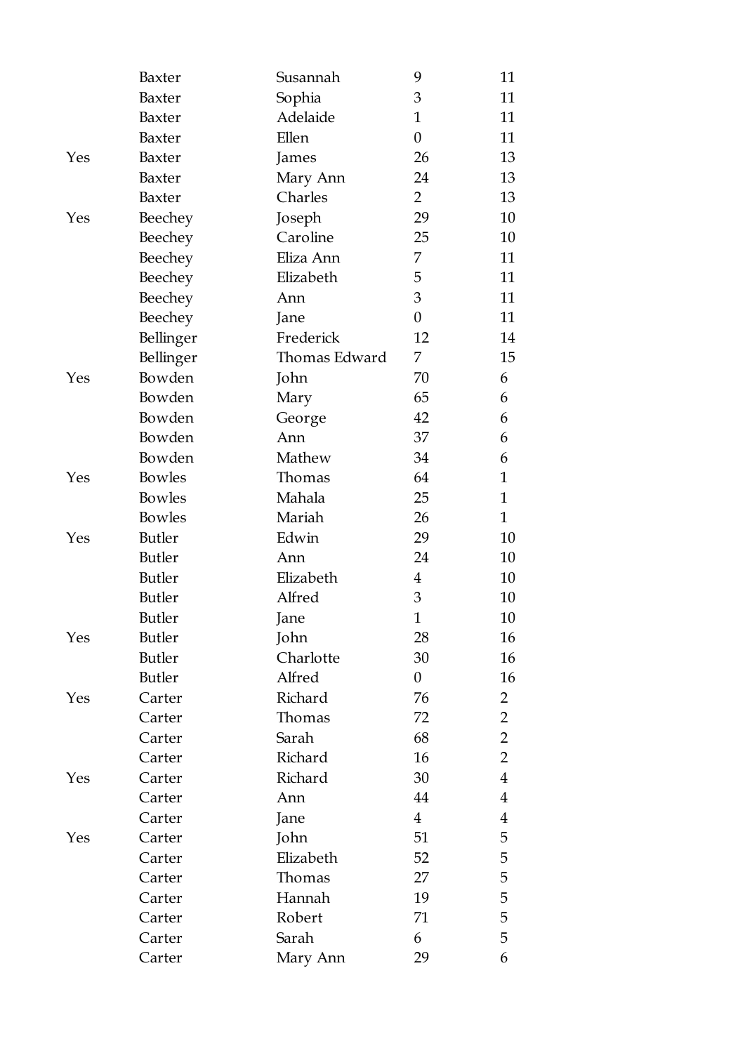| | | | | |
|---|---|---|---|---|
| | Baxter | Susannah | 9 | 11 |
| | Baxter | Sophia | 3 | 11 |
| | Baxter | Adelaide | 1 | 11 |
| | Baxter | Ellen | 0 | 11 |
| Yes | Baxter | James | 26 | 13 |
| | Baxter | Mary Ann | 24 | 13 |
| | Baxter | Charles | 2 | 13 |
| Yes | Beechey | Joseph | 29 | 10 |
| | Beechey | Caroline | 25 | 10 |
| | Beechey | Eliza Ann | 7 | 11 |
| | Beechey | Elizabeth | 5 | 11 |
| | Beechey | Ann | 3 | 11 |
| | Beechey | Jane | 0 | 11 |
| | Bellinger | Frederick | 12 | 14 |
| | Bellinger | Thomas Edward | 7 | 15 |
| Yes | Bowden | John | 70 | 6 |
| | Bowden | Mary | 65 | 6 |
| | Bowden | George | 42 | 6 |
| | Bowden | Ann | 37 | 6 |
| | Bowden | Mathew | 34 | 6 |
| Yes | Bowles | Thomas | 64 | 1 |
| | Bowles | Mahala | 25 | 1 |
| | Bowles | Mariah | 26 | 1 |
| Yes | Butler | Edwin | 29 | 10 |
| | Butler | Ann | 24 | 10 |
| | Butler | Elizabeth | 4 | 10 |
| | Butler | Alfred | 3 | 10 |
| | Butler | Jane | 1 | 10 |
| Yes | Butler | John | 28 | 16 |
| | Butler | Charlotte | 30 | 16 |
| | Butler | Alfred | 0 | 16 |
| Yes | Carter | Richard | 76 | 2 |
| | Carter | Thomas | 72 | 2 |
| | Carter | Sarah | 68 | 2 |
| | Carter | Richard | 16 | 2 |
| Yes | Carter | Richard | 30 | 4 |
| | Carter | Ann | 44 | 4 |
| | Carter | Jane | 4 | 4 |
| Yes | Carter | John | 51 | 5 |
| | Carter | Elizabeth | 52 | 5 |
| | Carter | Thomas | 27 | 5 |
| | Carter | Hannah | 19 | 5 |
| | Carter | Robert | 71 | 5 |
| | Carter | Sarah | 6 | 5 |
| | Carter | Mary Ann | 29 | 6 |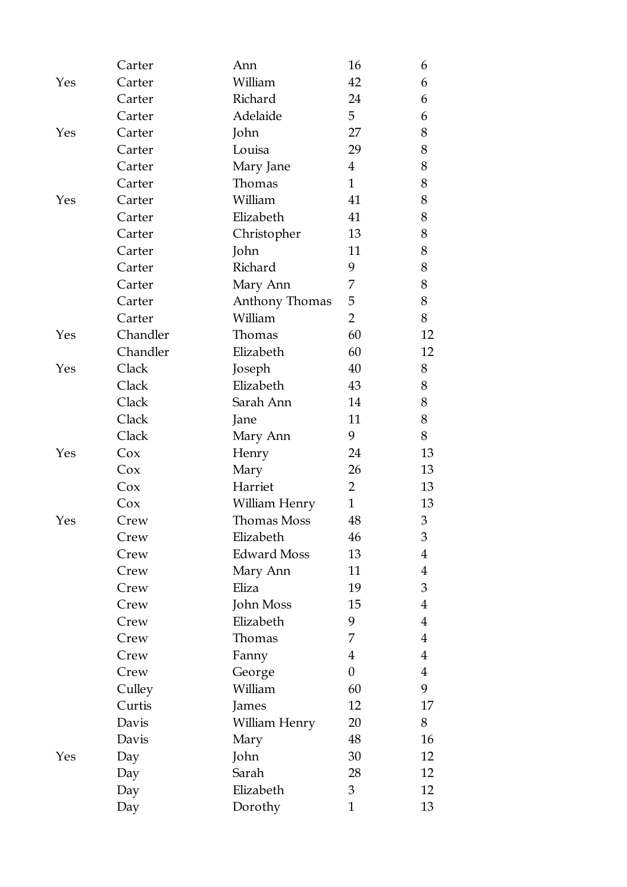| | | | | |
|---|---|---|---|---|
| | Carter | Ann | 16 | 6 |
| Yes | Carter | William | 42 | 6 |
| | Carter | Richard | 24 | 6 |
| | Carter | Adelaide | 5 | 6 |
| Yes | Carter | John | 27 | 8 |
| | Carter | Louisa | 29 | 8 |
| | Carter | Mary Jane | 4 | 8 |
| | Carter | Thomas | 1 | 8 |
| Yes | Carter | William | 41 | 8 |
| | Carter | Elizabeth | 41 | 8 |
| | Carter | Christopher | 13 | 8 |
| | Carter | John | 11 | 8 |
| | Carter | Richard | 9 | 8 |
| | Carter | Mary Ann | 7 | 8 |
| | Carter | Anthony Thomas | 5 | 8 |
| | Carter | William | 2 | 8 |
| Yes | Chandler | Thomas | 60 | 12 |
| | Chandler | Elizabeth | 60 | 12 |
| Yes | Clack | Joseph | 40 | 8 |
| | Clack | Elizabeth | 43 | 8 |
| | Clack | Sarah Ann | 14 | 8 |
| | Clack | Jane | 11 | 8 |
| | Clack | Mary Ann | 9 | 8 |
| Yes | Cox | Henry | 24 | 13 |
| | Cox | Mary | 26 | 13 |
| | Cox | Harriet | 2 | 13 |
| | Cox | William Henry | 1 | 13 |
| Yes | Crew | Thomas Moss | 48 | 3 |
| | Crew | Elizabeth | 46 | 3 |
| | Crew | Edward Moss | 13 | 4 |
| | Crew | Mary Ann | 11 | 4 |
| | Crew | Eliza | 19 | 3 |
| | Crew | John Moss | 15 | 4 |
| | Crew | Elizabeth | 9 | 4 |
| | Crew | Thomas | 7 | 4 |
| | Crew | Fanny | 4 | 4 |
| | Crew | George | 0 | 4 |
| | Culley | William | 60 | 9 |
| | Curtis | James | 12 | 17 |
| | Davis | William Henry | 20 | 8 |
| | Davis | Mary | 48 | 16 |
| Yes | Day | John | 30 | 12 |
| | Day | Sarah | 28 | 12 |
| | Day | Elizabeth | 3 | 12 |
| | Day | Dorothy | 1 | 13 |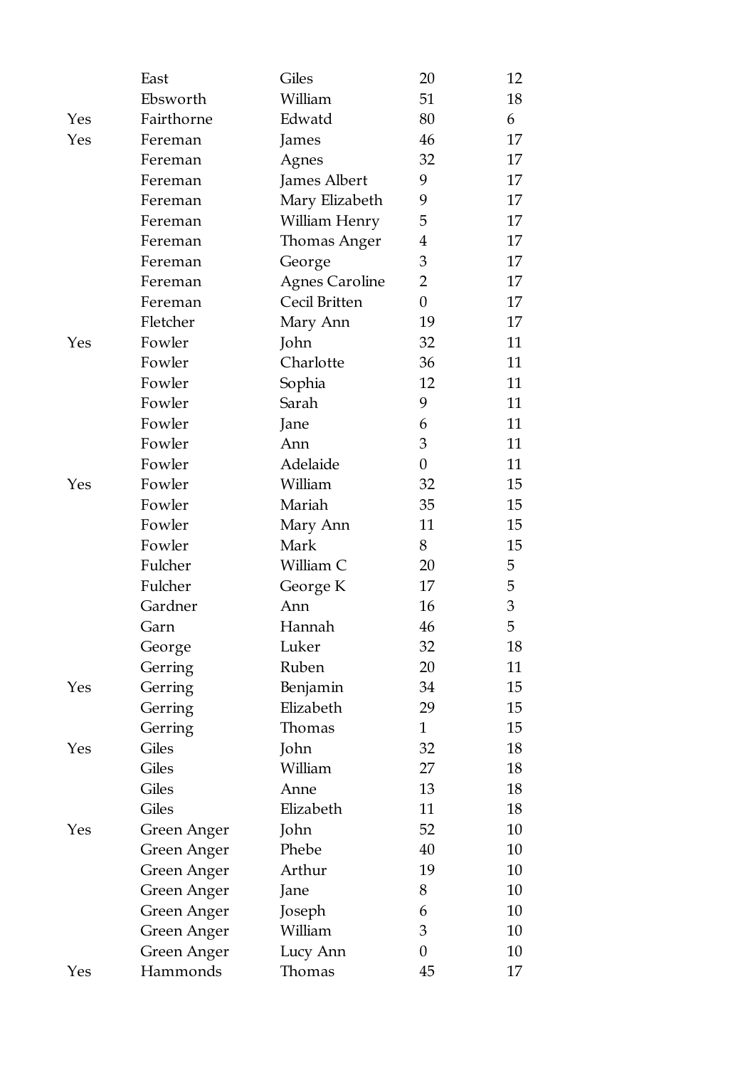| | | | | |
|---|---|---|---|---|
| | East | Giles | 20 | 12 |
| | Ebsworth | William | 51 | 18 |
| Yes | Fairthorne | Edwatd | 80 | 6 |
| Yes | Fereman | James | 46 | 17 |
| | Fereman | Agnes | 32 | 17 |
| | Fereman | James Albert | 9 | 17 |
| | Fereman | Mary Elizabeth | 9 | 17 |
| | Fereman | William Henry | 5 | 17 |
| | Fereman | Thomas Anger | 4 | 17 |
| | Fereman | George | 3 | 17 |
| | Fereman | Agnes Caroline | 2 | 17 |
| | Fereman | Cecil Britten | 0 | 17 |
| | Fletcher | Mary Ann | 19 | 17 |
| Yes | Fowler | John | 32 | 11 |
| | Fowler | Charlotte | 36 | 11 |
| | Fowler | Sophia | 12 | 11 |
| | Fowler | Sarah | 9 | 11 |
| | Fowler | Jane | 6 | 11 |
| | Fowler | Ann | 3 | 11 |
| | Fowler | Adelaide | 0 | 11 |
| Yes | Fowler | William | 32 | 15 |
| | Fowler | Mariah | 35 | 15 |
| | Fowler | Mary Ann | 11 | 15 |
| | Fowler | Mark | 8 | 15 |
| | Fulcher | William C | 20 | 5 |
| | Fulcher | George K | 17 | 5 |
| | Gardner | Ann | 16 | 3 |
| | Garn | Hannah | 46 | 5 |
| | George | Luker | 32 | 18 |
| | Gerring | Ruben | 20 | 11 |
| Yes | Gerring | Benjamin | 34 | 15 |
| | Gerring | Elizabeth | 29 | 15 |
| | Gerring | Thomas | 1 | 15 |
| Yes | Giles | John | 32 | 18 |
| | Giles | William | 27 | 18 |
| | Giles | Anne | 13 | 18 |
| | Giles | Elizabeth | 11 | 18 |
| Yes | Green Anger | John | 52 | 10 |
| | Green Anger | Phebe | 40 | 10 |
| | Green Anger | Arthur | 19 | 10 |
| | Green Anger | Jane | 8 | 10 |
| | Green Anger | Joseph | 6 | 10 |
| | Green Anger | William | 3 | 10 |
| | Green Anger | Lucy Ann | 0 | 10 |
| Yes | Hammonds | Thomas | 45 | 17 |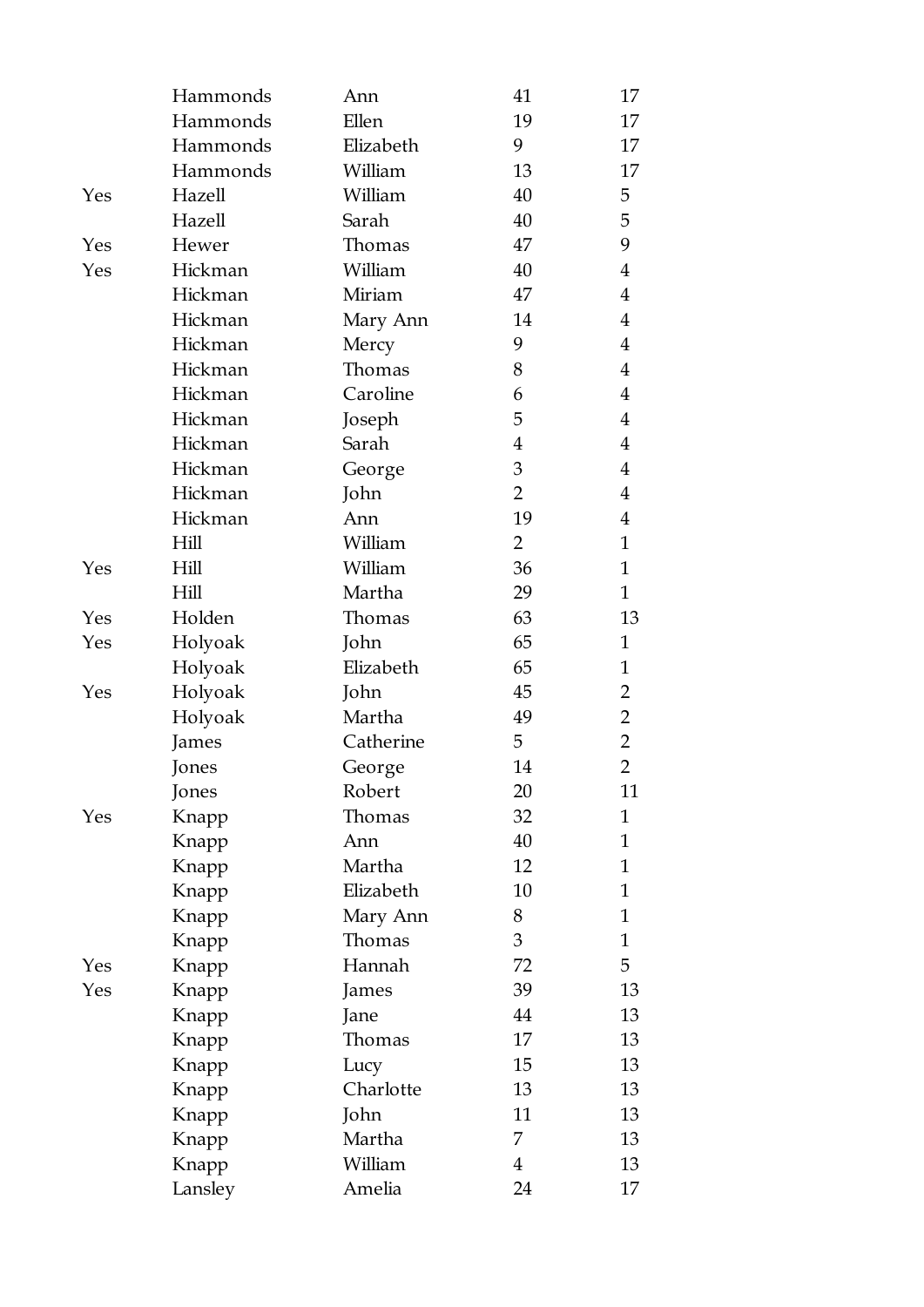| | | | | |
|---|---|---|---|---|
| | Hammonds | Ann | 41 | 17 |
| | Hammonds | Ellen | 19 | 17 |
| | Hammonds | Elizabeth | 9 | 17 |
| | Hammonds | William | 13 | 17 |
| Yes | Hazell | William | 40 | 5 |
| | Hazell | Sarah | 40 | 5 |
| Yes | Hewer | Thomas | 47 | 9 |
| Yes | Hickman | William | 40 | 4 |
| | Hickman | Miriam | 47 | 4 |
| | Hickman | Mary Ann | 14 | 4 |
| | Hickman | Mercy | 9 | 4 |
| | Hickman | Thomas | 8 | 4 |
| | Hickman | Caroline | 6 | 4 |
| | Hickman | Joseph | 5 | 4 |
| | Hickman | Sarah | 4 | 4 |
| | Hickman | George | 3 | 4 |
| | Hickman | John | 2 | 4 |
| | Hickman | Ann | 19 | 4 |
| | Hill | William | 2 | 1 |
| Yes | Hill | William | 36 | 1 |
| | Hill | Martha | 29 | 1 |
| Yes | Holden | Thomas | 63 | 13 |
| Yes | Holyoak | John | 65 | 1 |
| | Holyoak | Elizabeth | 65 | 1 |
| Yes | Holyoak | John | 45 | 2 |
| | Holyoak | Martha | 49 | 2 |
| | James | Catherine | 5 | 2 |
| | Jones | George | 14 | 2 |
| | Jones | Robert | 20 | 11 |
| Yes | Knapp | Thomas | 32 | 1 |
| | Knapp | Ann | 40 | 1 |
| | Knapp | Martha | 12 | 1 |
| | Knapp | Elizabeth | 10 | 1 |
| | Knapp | Mary Ann | 8 | 1 |
| | Knapp | Thomas | 3 | 1 |
| Yes | Knapp | Hannah | 72 | 5 |
| Yes | Knapp | James | 39 | 13 |
| | Knapp | Jane | 44 | 13 |
| | Knapp | Thomas | 17 | 13 |
| | Knapp | Lucy | 15 | 13 |
| | Knapp | Charlotte | 13 | 13 |
| | Knapp | John | 11 | 13 |
| | Knapp | Martha | 7 | 13 |
| | Knapp | William | 4 | 13 |
| | Lansley | Amelia | 24 | 17 |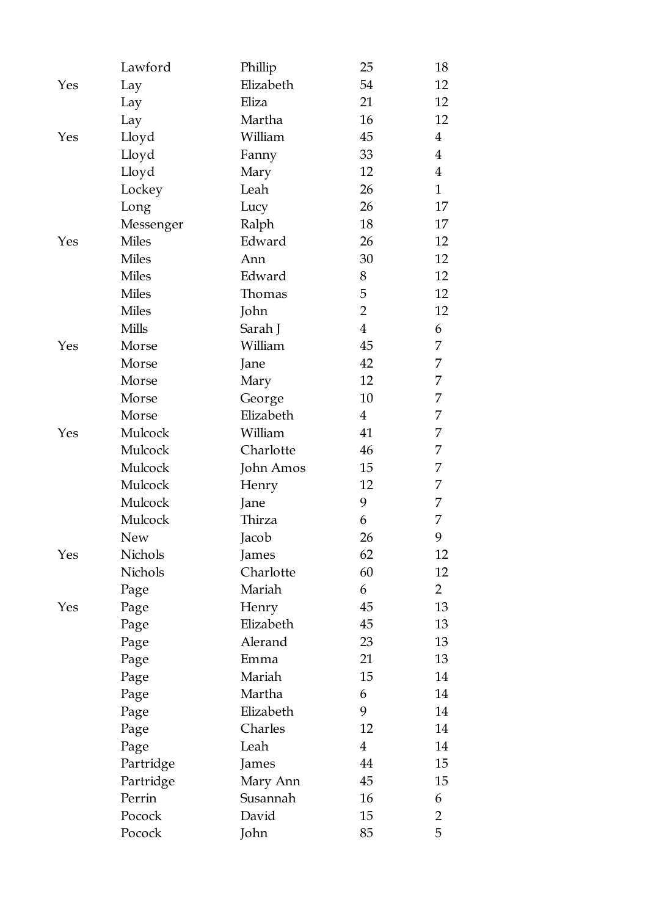| | | | | |
|---|---|---|---|---|
| | Lawford | Phillip | 25 | 18 |
| Yes | Lay | Elizabeth | 54 | 12 |
| | Lay | Eliza | 21 | 12 |
| | Lay | Martha | 16 | 12 |
| Yes | Lloyd | William | 45 | 4 |
| | Lloyd | Fanny | 33 | 4 |
| | Lloyd | Mary | 12 | 4 |
| | Lockey | Leah | 26 | 1 |
| | Long | Lucy | 26 | 17 |
| | Messenger | Ralph | 18 | 17 |
| Yes | Miles | Edward | 26 | 12 |
| | Miles | Ann | 30 | 12 |
| | Miles | Edward | 8 | 12 |
| | Miles | Thomas | 5 | 12 |
| | Miles | John | 2 | 12 |
| | Mills | Sarah J | 4 | 6 |
| Yes | Morse | William | 45 | 7 |
| | Morse | Jane | 42 | 7 |
| | Morse | Mary | 12 | 7 |
| | Morse | George | 10 | 7 |
| | Morse | Elizabeth | 4 | 7 |
| Yes | Mulcock | William | 41 | 7 |
| | Mulcock | Charlotte | 46 | 7 |
| | Mulcock | John Amos | 15 | 7 |
| | Mulcock | Henry | 12 | 7 |
| | Mulcock | Jane | 9 | 7 |
| | Mulcock | Thirza | 6 | 7 |
| | New | Jacob | 26 | 9 |
| Yes | Nichols | James | 62 | 12 |
| | Nichols | Charlotte | 60 | 12 |
| | Page | Mariah | 6 | 2 |
| Yes | Page | Henry | 45 | 13 |
| | Page | Elizabeth | 45 | 13 |
| | Page | Alerand | 23 | 13 |
| | Page | Emma | 21 | 13 |
| | Page | Mariah | 15 | 14 |
| | Page | Martha | 6 | 14 |
| | Page | Elizabeth | 9 | 14 |
| | Page | Charles | 12 | 14 |
| | Page | Leah | 4 | 14 |
| | Partridge | James | 44 | 15 |
| | Partridge | Mary Ann | 45 | 15 |
| | Perrin | Susannah | 16 | 6 |
| | Pocock | David | 15 | 2 |
| | Pocock | John | 85 | 5 |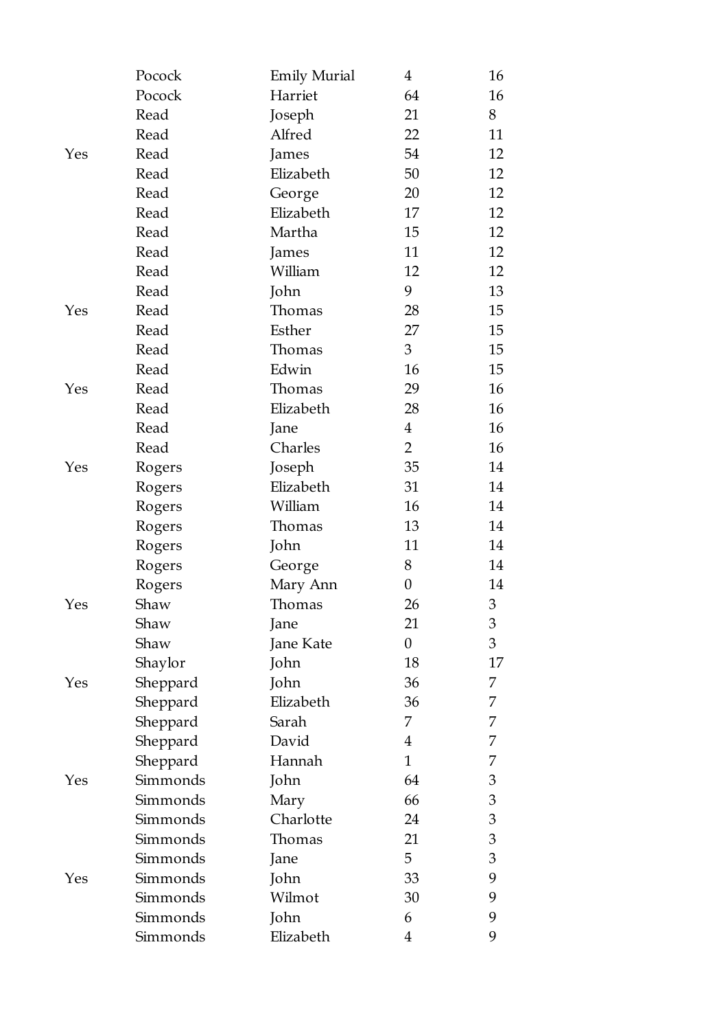| | | | | |
|---|---|---|---|---|
| | Pocock | Emily Murial | 4 | 16 |
| | Pocock | Harriet | 64 | 16 |
| | Read | Joseph | 21 | 8 |
| | Read | Alfred | 22 | 11 |
| Yes | Read | James | 54 | 12 |
| | Read | Elizabeth | 50 | 12 |
| | Read | George | 20 | 12 |
| | Read | Elizabeth | 17 | 12 |
| | Read | Martha | 15 | 12 |
| | Read | James | 11 | 12 |
| | Read | William | 12 | 12 |
| | Read | John | 9 | 13 |
| Yes | Read | Thomas | 28 | 15 |
| | Read | Esther | 27 | 15 |
| | Read | Thomas | 3 | 15 |
| | Read | Edwin | 16 | 15 |
| Yes | Read | Thomas | 29 | 16 |
| | Read | Elizabeth | 28 | 16 |
| | Read | Jane | 4 | 16 |
| | Read | Charles | 2 | 16 |
| Yes | Rogers | Joseph | 35 | 14 |
| | Rogers | Elizabeth | 31 | 14 |
| | Rogers | William | 16 | 14 |
| | Rogers | Thomas | 13 | 14 |
| | Rogers | John | 11 | 14 |
| | Rogers | George | 8 | 14 |
| | Rogers | Mary Ann | 0 | 14 |
| Yes | Shaw | Thomas | 26 | 3 |
| | Shaw | Jane | 21 | 3 |
| | Shaw | Jane Kate | 0 | 3 |
| | Shaylor | John | 18 | 17 |
| Yes | Sheppard | John | 36 | 7 |
| | Sheppard | Elizabeth | 36 | 7 |
| | Sheppard | Sarah | 7 | 7 |
| | Sheppard | David | 4 | 7 |
| | Sheppard | Hannah | 1 | 7 |
| Yes | Simmonds | John | 64 | 3 |
| | Simmonds | Mary | 66 | 3 |
| | Simmonds | Charlotte | 24 | 3 |
| | Simmonds | Thomas | 21 | 3 |
| | Simmonds | Jane | 5 | 3 |
| Yes | Simmonds | John | 33 | 9 |
| | Simmonds | Wilmot | 30 | 9 |
| | Simmonds | John | 6 | 9 |
| | Simmonds | Elizabeth | 4 | 9 |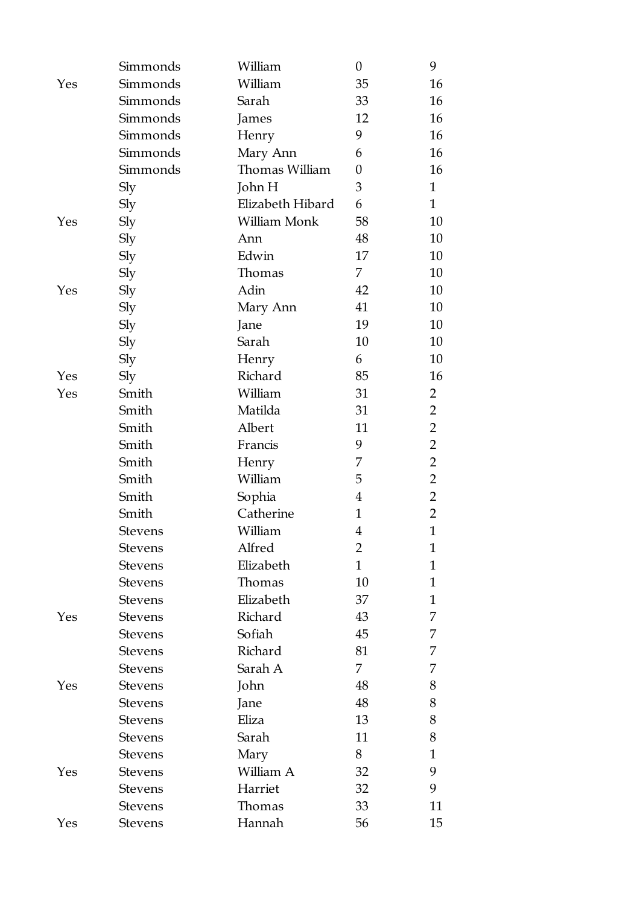|  |  |  |  |  |
|---|---|---|---|---|
|  | Simmonds | William | 0 | 9 |
| Yes | Simmonds | William | 35 | 16 |
|  | Simmonds | Sarah | 33 | 16 |
|  | Simmonds | James | 12 | 16 |
|  | Simmonds | Henry | 9 | 16 |
|  | Simmonds | Mary Ann | 6 | 16 |
|  | Simmonds | Thomas William | 0 | 16 |
|  | Sly | John H | 3 | 1 |
|  | Sly | Elizabeth Hibard | 6 | 1 |
| Yes | Sly | William Monk | 58 | 10 |
|  | Sly | Ann | 48 | 10 |
|  | Sly | Edwin | 17 | 10 |
|  | Sly | Thomas | 7 | 10 |
| Yes | Sly | Adin | 42 | 10 |
|  | Sly | Mary Ann | 41 | 10 |
|  | Sly | Jane | 19 | 10 |
|  | Sly | Sarah | 10 | 10 |
|  | Sly | Henry | 6 | 10 |
| Yes | Sly | Richard | 85 | 16 |
| Yes | Smith | William | 31 | 2 |
|  | Smith | Matilda | 31 | 2 |
|  | Smith | Albert | 11 | 2 |
|  | Smith | Francis | 9 | 2 |
|  | Smith | Henry | 7 | 2 |
|  | Smith | William | 5 | 2 |
|  | Smith | Sophia | 4 | 2 |
|  | Smith | Catherine | 1 | 2 |
|  | Stevens | William | 4 | 1 |
|  | Stevens | Alfred | 2 | 1 |
|  | Stevens | Elizabeth | 1 | 1 |
|  | Stevens | Thomas | 10 | 1 |
|  | Stevens | Elizabeth | 37 | 1 |
| Yes | Stevens | Richard | 43 | 7 |
|  | Stevens | Sofiah | 45 | 7 |
|  | Stevens | Richard | 81 | 7 |
|  | Stevens | Sarah A | 7 | 7 |
| Yes | Stevens | John | 48 | 8 |
|  | Stevens | Jane | 48 | 8 |
|  | Stevens | Eliza | 13 | 8 |
|  | Stevens | Sarah | 11 | 8 |
|  | Stevens | Mary | 8 | 1 |
| Yes | Stevens | William A | 32 | 9 |
|  | Stevens | Harriet | 32 | 9 |
|  | Stevens | Thomas | 33 | 11 |
| Yes | Stevens | Hannah | 56 | 15 |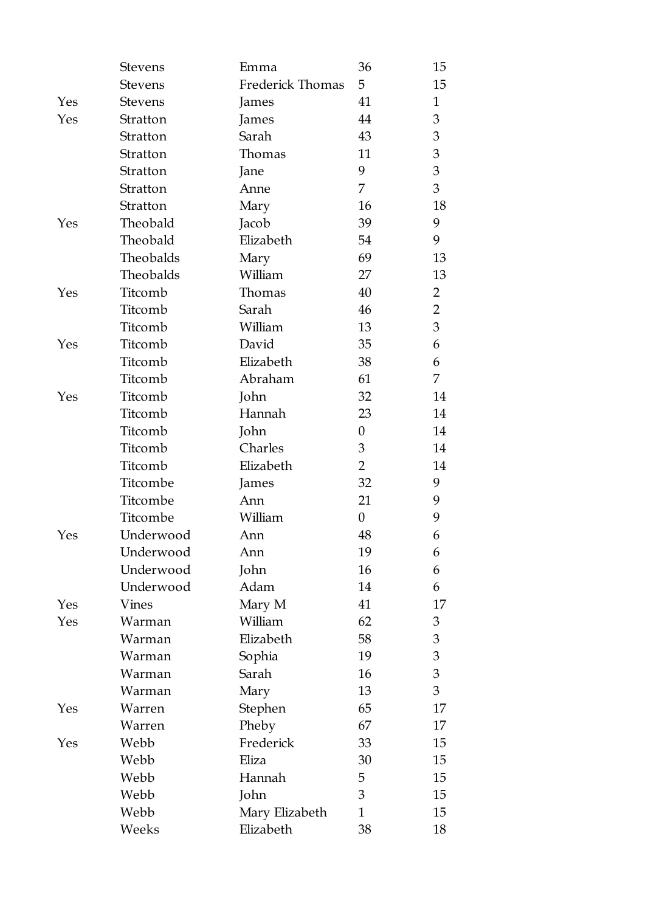| | | | | |
|---|---|---|---|---|
| | Stevens | Emma | 36 | 15 |
| | Stevens | Frederick Thomas | 5 | 15 |
| Yes | Stevens | James | 41 | 1 |
| Yes | Stratton | James | 44 | 3 |
| | Stratton | Sarah | 43 | 3 |
| | Stratton | Thomas | 11 | 3 |
| | Stratton | Jane | 9 | 3 |
| | Stratton | Anne | 7 | 3 |
| | Stratton | Mary | 16 | 18 |
| Yes | Theobald | Jacob | 39 | 9 |
| | Theobald | Elizabeth | 54 | 9 |
| | Theobalds | Mary | 69 | 13 |
| | Theobalds | William | 27 | 13 |
| Yes | Titcomb | Thomas | 40 | 2 |
| | Titcomb | Sarah | 46 | 2 |
| | Titcomb | William | 13 | 3 |
| Yes | Titcomb | David | 35 | 6 |
| | Titcomb | Elizabeth | 38 | 6 |
| | Titcomb | Abraham | 61 | 7 |
| Yes | Titcomb | John | 32 | 14 |
| | Titcomb | Hannah | 23 | 14 |
| | Titcomb | John | 0 | 14 |
| | Titcomb | Charles | 3 | 14 |
| | Titcomb | Elizabeth | 2 | 14 |
| | Titcombe | James | 32 | 9 |
| | Titcombe | Ann | 21 | 9 |
| | Titcombe | William | 0 | 9 |
| Yes | Underwood | Ann | 48 | 6 |
| | Underwood | Ann | 19 | 6 |
| | Underwood | John | 16 | 6 |
| | Underwood | Adam | 14 | 6 |
| Yes | Vines | Mary M | 41 | 17 |
| Yes | Warman | William | 62 | 3 |
| | Warman | Elizabeth | 58 | 3 |
| | Warman | Sophia | 19 | 3 |
| | Warman | Sarah | 16 | 3 |
| | Warman | Mary | 13 | 3 |
| Yes | Warren | Stephen | 65 | 17 |
| | Warren | Pheby | 67 | 17 |
| Yes | Webb | Frederick | 33 | 15 |
| | Webb | Eliza | 30 | 15 |
| | Webb | Hannah | 5 | 15 |
| | Webb | John | 3 | 15 |
| | Webb | Mary Elizabeth | 1 | 15 |
| | Weeks | Elizabeth | 38 | 18 |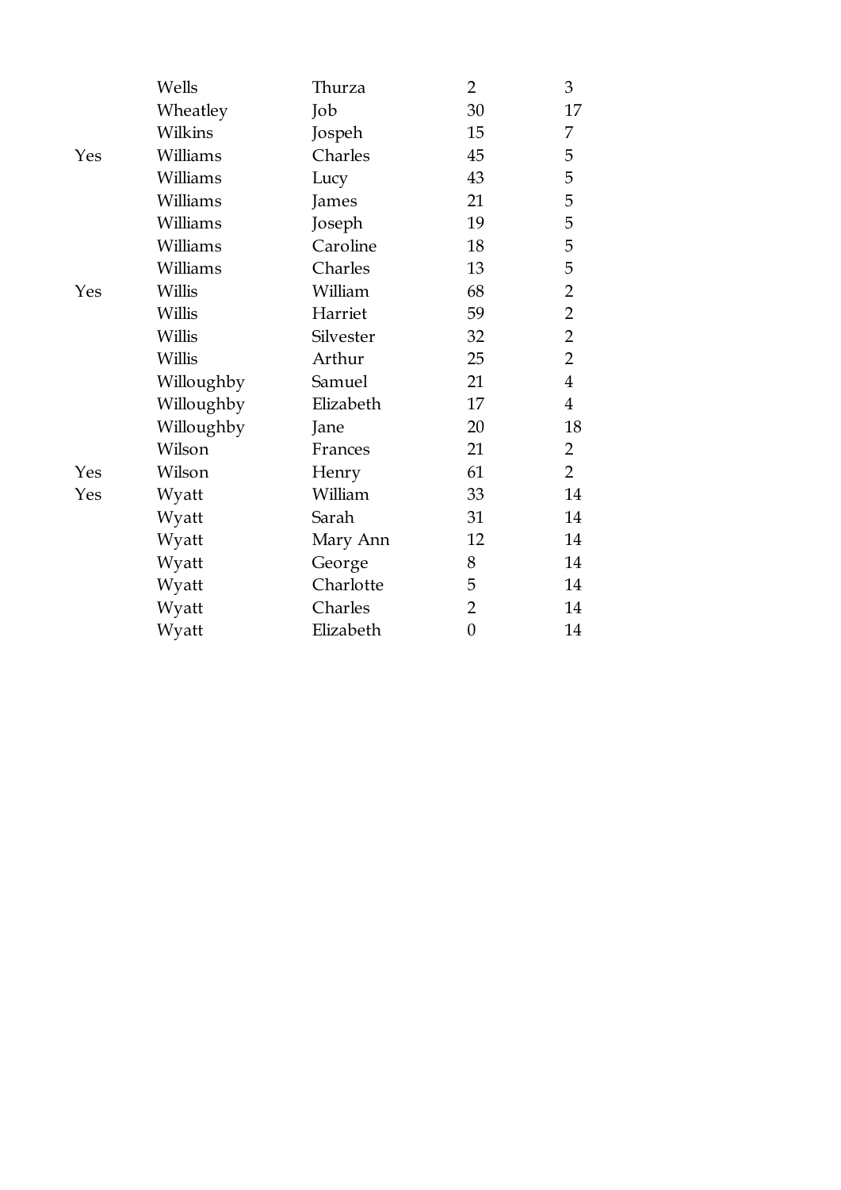| | | | | |
|---|---|---|---|---|
| | Wells | Thurza | 2 | 3 |
| | Wheatley | Job | 30 | 17 |
| | Wilkins | Jospeh | 15 | 7 |
| Yes | Williams | Charles | 45 | 5 |
| | Williams | Lucy | 43 | 5 |
| | Williams | James | 21 | 5 |
| | Williams | Joseph | 19 | 5 |
| | Williams | Caroline | 18 | 5 |
| | Williams | Charles | 13 | 5 |
| Yes | Willis | William | 68 | 2 |
| | Willis | Harriet | 59 | 2 |
| | Willis | Silvester | 32 | 2 |
| | Willis | Arthur | 25 | 2 |
| | Willoughby | Samuel | 21 | 4 |
| | Willoughby | Elizabeth | 17 | 4 |
| | Willoughby | Jane | 20 | 18 |
| | Wilson | Frances | 21 | 2 |
| Yes | Wilson | Henry | 61 | 2 |
| Yes | Wyatt | William | 33 | 14 |
| | Wyatt | Sarah | 31 | 14 |
| | Wyatt | Mary Ann | 12 | 14 |
| | Wyatt | George | 8 | 14 |
| | Wyatt | Charlotte | 5 | 14 |
| | Wyatt | Charles | 2 | 14 |
| | Wyatt | Elizabeth | 0 | 14 |